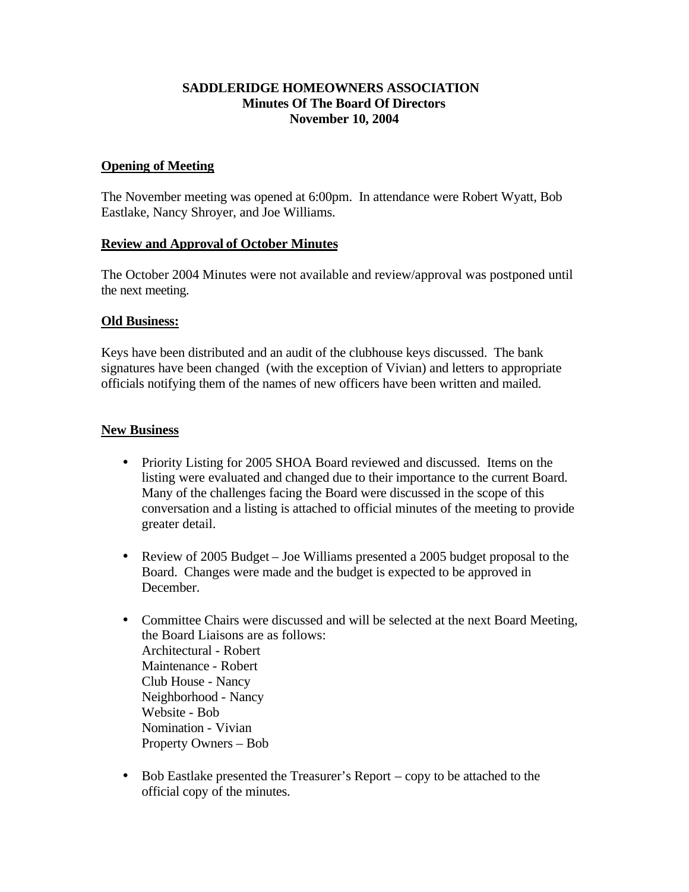# SADDLERIDGE HOMEOWNERS ASSOCIATION
## Minutes Of The Board Of Directors
## November 10, 2004

**Opening of Meeting**

The November meeting was opened at 6:00pm. In attendance were Robert Wyatt, Bob Eastlake, Nancy Shroyer, and Joe Williams.

**Review and Approval of October Minutes**

The October 2004 Minutes were not available and review/approval was postponed until the next meeting.

**Old Business:**

Keys have been distributed and an audit of the clubhouse keys discussed. The bank signatures have been changed (with the exception of Vivian) and letters to appropriate officials notifying them of the names of new officers have been written and mailed.

**New Business**

- Priority Listing for 2005 SHOA Board reviewed and discussed. Items on the listing were evaluated and changed due to their importance to the current Board. Many of the challenges facing the Board were discussed in the scope of this conversation and a listing is attached to official minutes of the meeting to provide greater detail.

- Review of 2005 Budget – Joe Williams presented a 2005 budget proposal to the Board. Changes were made and the budget is expected to be approved in December.

- Committee Chairs were discussed and will be selected at the next Board Meeting, the Board Liaisons are as follows:
  Architectural - Robert
  Maintenance - Robert
  Club House - Nancy
  Neighborhood - Nancy
  Website - Bob
  Nomination - Vivian
  Property Owners – Bob

- Bob Eastlake presented the Treasurer's Report – copy to be attached to the official copy of the minutes.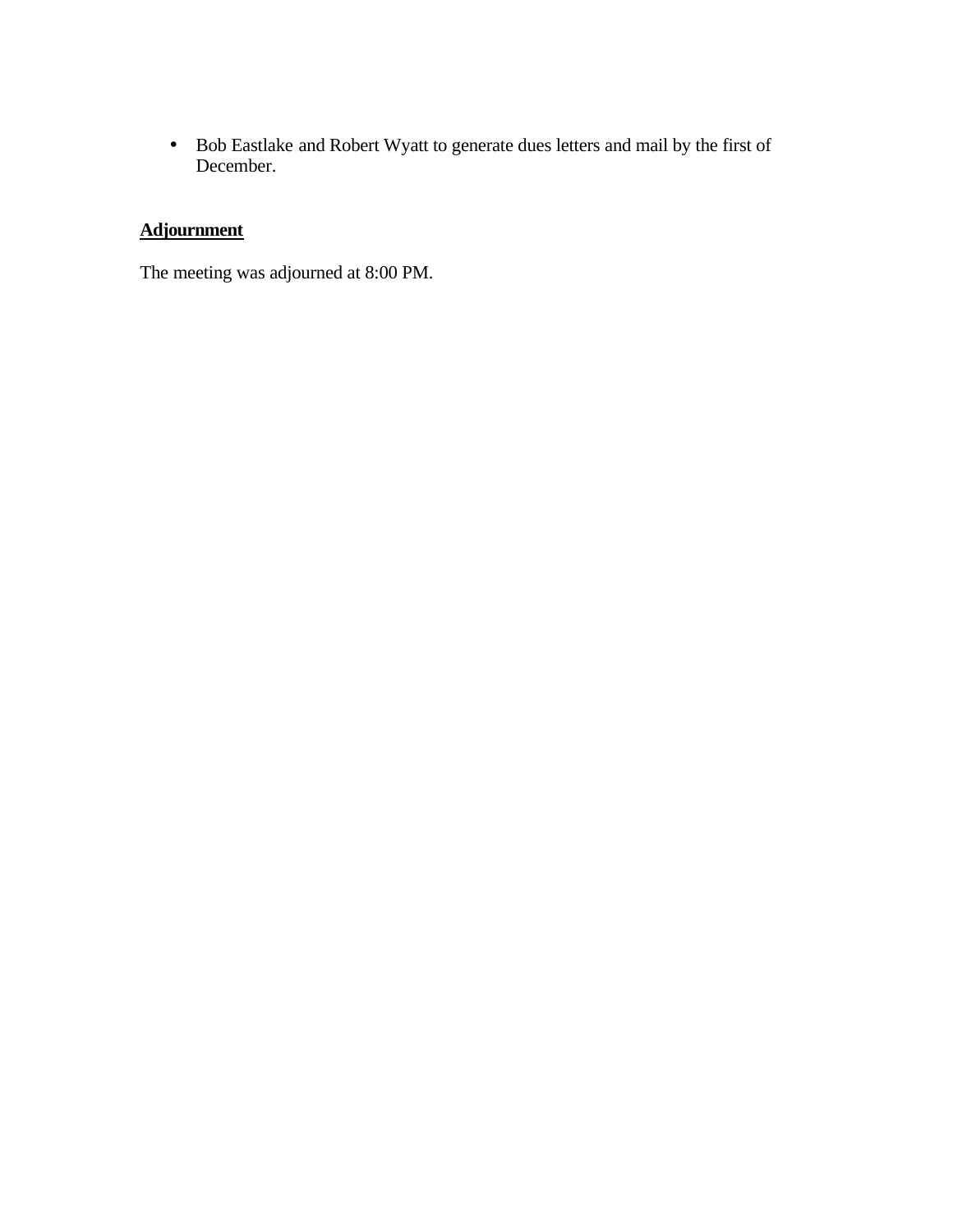- Bob Eastlake and Robert Wyatt to generate dues letters and mail by the first of December.

**Adjournment**

The meeting was adjourned at 8:00 PM.